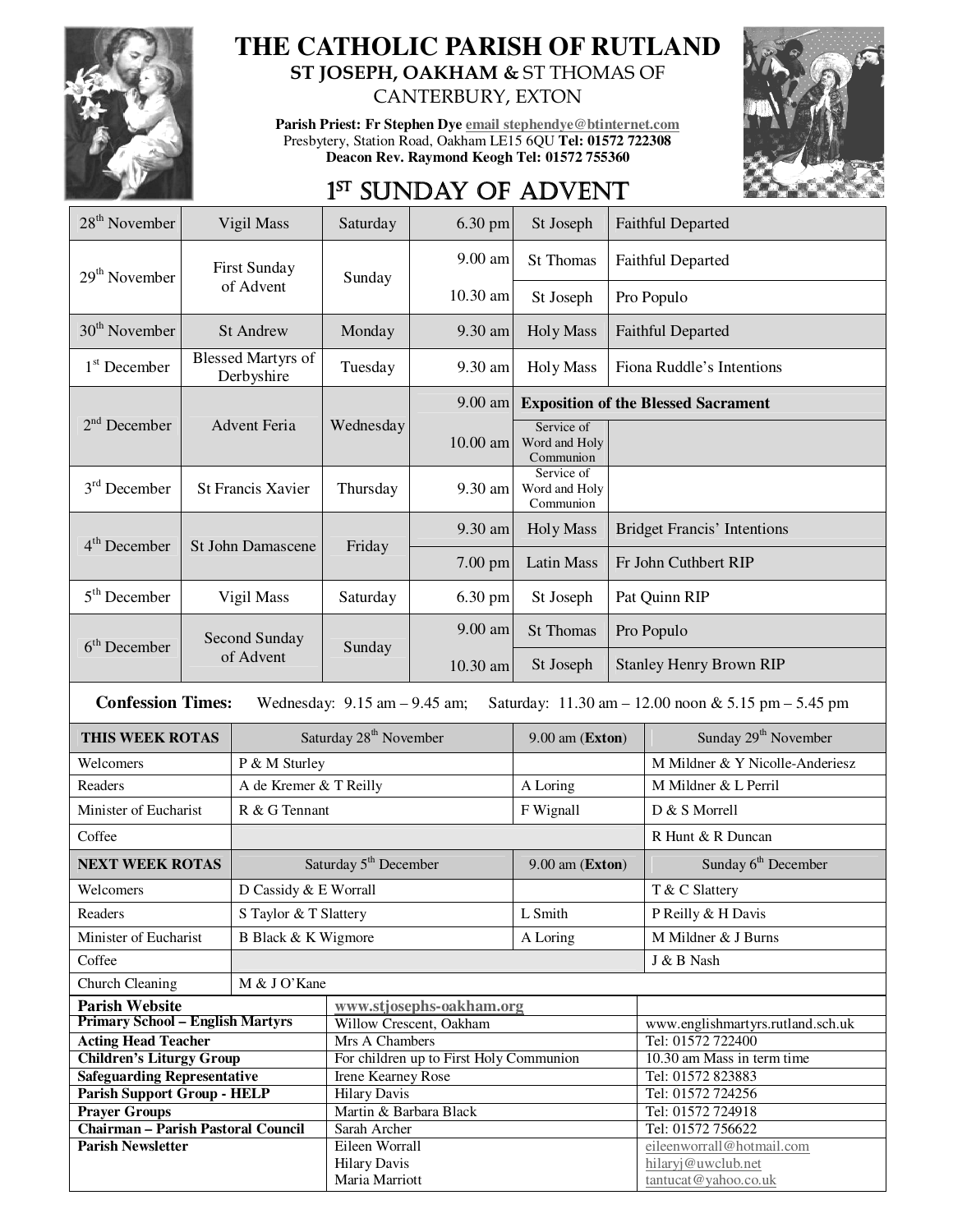# THE CATHOLIC PARISH OF RUTLAND

**ST JOSEPH, OAKHAM &** ST THOMAS OF CANTERBURY, EXTON

**Parish Priest: Fr Stephen Dye** email stephendye@btinternet.com
Presbytery, Station Road, Oakham LE15 6QU **Tel: 01572 722308**
**Deacon Rev. Raymond Keogh Tel: 01572 755360**

## 1ST SUNDAY OF ADVENT

| Date | Day | | Time | | |
|---|---|---|---|---|---|
| 28th November | Vigil Mass | Saturday | 6.30 pm | St Joseph | Faithful Departed |
| 29th November | First Sunday of Advent | Sunday | 9.00 am | St Thomas | Faithful Departed |
| | | | 10.30 am | St Joseph | Pro Populo |
| 30th November | St Andrew | Monday | 9.30 am | Holy Mass | Faithful Departed |
| 1st December | Blessed Martyrs of Derbyshire | Tuesday | 9.30 am | Holy Mass | Fiona Ruddle's Intentions |
| 2nd December | Advent Feria | Wednesday | 9.00 am | **Exposition of the Blessed Sacrament** | |
| | | | 10.00 am | Service of Word and Holy Communion | |
| 3rd December | St Francis Xavier | Thursday | 9.30 am | Service of Word and Holy Communion | |
| 4th December | St John Damascene | Friday | 9.30 am | Holy Mass | Bridget Francis' Intentions |
| | | | 7.00 pm | Latin Mass | Fr John Cuthbert RIP |
| 5th December | Vigil Mass | Saturday | 6.30 pm | St Joseph | Pat Quinn RIP |
| 6th December | Second Sunday of Advent | Sunday | 9.00 am | St Thomas | Pro Populo |
| | | | 10.30 am | St Joseph | Stanley Henry Brown RIP |

**Confession Times:** Wednesday: 9.15 am – 9.45 am; Saturday: 11.30 am – 12.00 noon & 5.15 pm – 5.45 pm

| **THIS WEEK ROTAS** | Saturday 28th November | 9.00 am (**Exton**) | Sunday 29th November |
|---|---|---|---|
| Welcomers | P & M Sturley | | M Mildner & Y Nicolle-Anderiesz |
| Readers | A de Kremer & T Reilly | A Loring | M Mildner & L Perril |
| Minister of Eucharist | R & G Tennant | F Wignall | D & S Morrell |
| Coffee | | | R Hunt & R Duncan |
| **NEXT WEEK ROTAS** | Saturday 5th December | 9.00 am (**Exton**) | Sunday 6th December |
| Welcomers | D Cassidy & E Worrall | | T & C Slattery |
| Readers | S Taylor & T Slattery | L Smith | P Reilly & H Davis |
| Minister of Eucharist | B Black & K Wigmore | A Loring | M Mildner & J Burns |
| Coffee | | | J & B Nash |
| Church Cleaning | M & J O'Kane | | |

| **Parish Website** | www.stjosephs-oakham.org | |
|---|---|---|
| **Primary School – English Martyrs** | Willow Crescent, Oakham | www.englishmartyrs.rutland.sch.uk |
| **Acting Head Teacher** | Mrs A Chambers | Tel: 01572 722400 |
| **Children's Liturgy Group** | For children up to First Holy Communion | 10.30 am Mass in term time |
| **Safeguarding Representative** | Irene Kearney Rose | Tel: 01572 823883 |
| **Parish Support Group - HELP** | Hilary Davis | Tel: 01572 724256 |
| **Prayer Groups** | Martin & Barbara Black | Tel: 01572 724918 |
| **Chairman – Parish Pastoral Council** | Sarah Archer | Tel: 01572 756622 |
| **Parish Newsletter** | Eileen Worrall<br>Hilary Davis<br>Maria Marriott | eileenworrall@hotmail.com<br>hilaryj@uwclub.net<br>tantucat@yahoo.co.uk |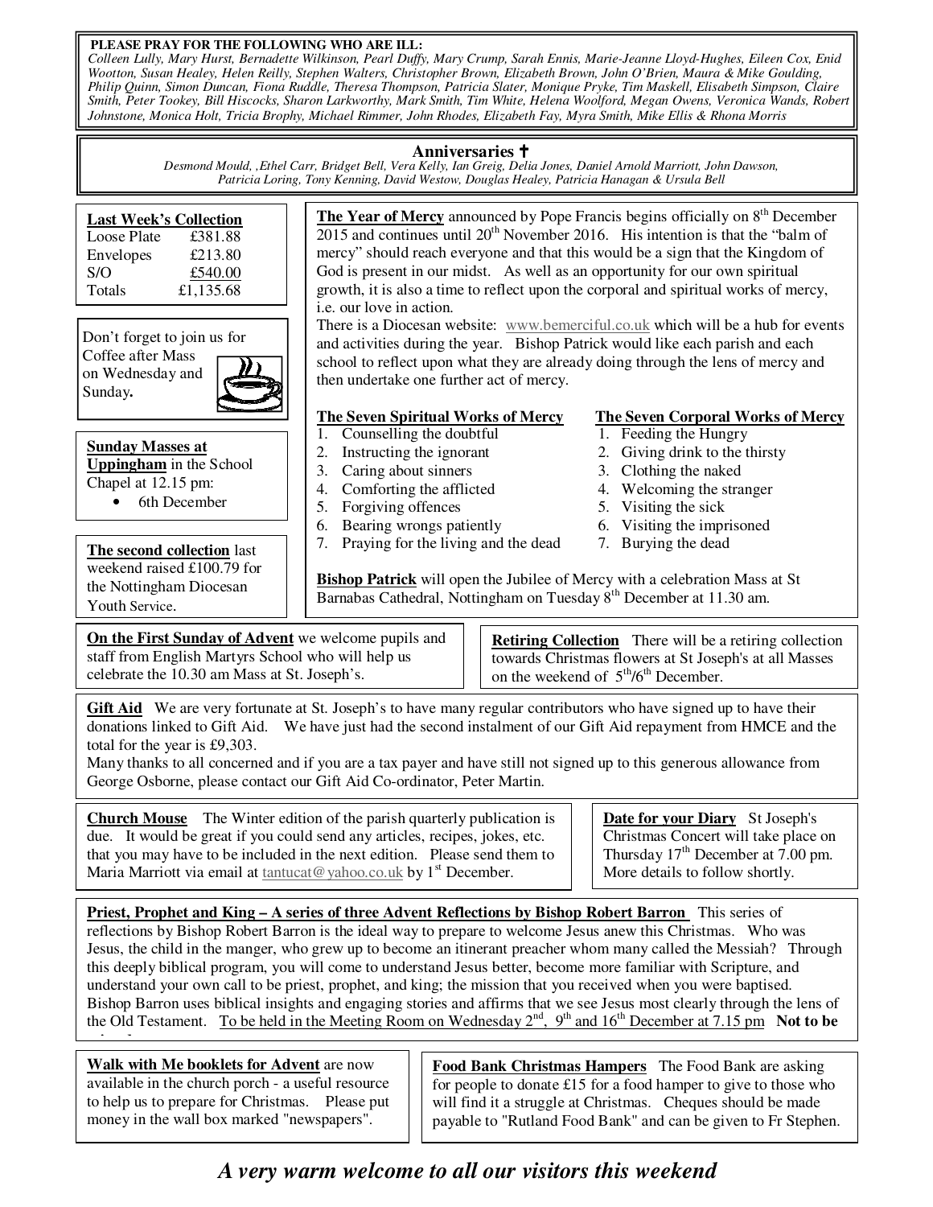**PLEASE PRAY FOR THE FOLLOWING WHO ARE ILL:**
*Colleen Lully, Mary Hurst, Bernadette Wilkinson, Pearl Duffy, Mary Crump, Sarah Ennis, Marie-Jeanne Lloyd-Hughes, Eileen Cox, Enid Wootton, Susan Healey, Helen Reilly, Stephen Walters, Christopher Brown, Elizabeth Brown, John O'Brien, Maura & Mike Goulding, Philip Quinn, Simon Duncan, Fiona Ruddle, Theresa Thompson, Patricia Slater, Monique Pryke, Tim Maskell, Elisabeth Simpson, Claire Smith, Peter Tookey, Bill Hiscocks, Sharon Larkworthy, Mark Smith, Tim White, Helena Woolford, Megan Owens, Veronica Wands, Robert Johnstone, Monica Holt, Tricia Brophy, Michael Rimmer, John Rhodes, Elizabeth Fay, Myra Smith, Mike Ellis & Rhona Morris*

**Anniversaries ✝**

*Desmond Mould, ,Ethel Carr, Bridget Bell, Vera Kelly, Ian Greig, Delia Jones, Daniel Arnold Marriott, John Dawson, Patricia Loring, Tony Kenning, David Westow, Douglas Healey, Patricia Hanagan & Ursula Bell*

**Last Week's Collection**

| | |
|---|---|
| Loose Plate | £381.88 |
| Envelopes | £213.80 |
| S/O | £540.00 |
| Totals | £1,135.68 |

Don't forget to join us for Coffee after Mass on Wednesday and Sunday**.**

**Sunday Masses at Uppingham** in the School Chapel at 12.15 pm:

- 6th December

**The second collection** last weekend raised £100.79 for the Nottingham Diocesan Youth Service.

**The Year of Mercy** announced by Pope Francis begins officially on 8th December 2015 and continues until 20th November 2016. His intention is that the "balm of mercy" should reach everyone and that this would be a sign that the Kingdom of God is present in our midst. As well as an opportunity for our own spiritual growth, it is also a time to reflect upon the corporal and spiritual works of mercy, i.e. our love in action.

There is a Diocesan website: www.bemerciful.co.uk which will be a hub for events and activities during the year. Bishop Patrick would like each parish and each school to reflect upon what they are already doing through the lens of mercy and then undertake one further act of mercy.

**The Seven Spiritual Works of Mercy**

1. Counselling the doubtful
2. Instructing the ignorant
3. Caring about sinners
4. Comforting the afflicted
5. Forgiving offences
6. Bearing wrongs patiently
7. Praying for the living and the dead

**The Seven Corporal Works of Mercy**

1. Feeding the Hungry
2. Giving drink to the thirsty
3. Clothing the naked
4. Welcoming the stranger
5. Visiting the sick
6. Visiting the imprisoned
7. Burying the dead

**Bishop Patrick** will open the Jubilee of Mercy with a celebration Mass at St Barnabas Cathedral, Nottingham on Tuesday 8th December at 11.30 am.

**On the First Sunday of Advent** we welcome pupils and staff from English Martyrs School who will help us celebrate the 10.30 am Mass at St. Joseph's.

**Retiring Collection** There will be a retiring collection towards Christmas flowers at St Joseph's at all Masses on the weekend of 5th/6th December.

**Gift Aid** We are very fortunate at St. Joseph's to have many regular contributors who have signed up to have their donations linked to Gift Aid. We have just had the second instalment of our Gift Aid repayment from HMCE and the total for the year is £9,303.

Many thanks to all concerned and if you are a tax payer and have still not signed up to this generous allowance from George Osborne, please contact our Gift Aid Co-ordinator, Peter Martin.

**Church Mouse** The Winter edition of the parish quarterly publication is due. It would be great if you could send any articles, recipes, jokes, etc. that you may have to be included in the next edition. Please send them to Maria Marriott via email at tantucat@yahoo.co.uk by 1st December.

**Date for your Diary** St Joseph's Christmas Concert will take place on Thursday 17th December at 7.00 pm. More details to follow shortly.

**Priest, Prophet and King – A series of three Advent Reflections by Bishop Robert Barron** This series of reflections by Bishop Robert Barron is the ideal way to prepare to welcome Jesus anew this Christmas. Who was Jesus, the child in the manger, who grew up to become an itinerant preacher whom many called the Messiah? Through this deeply biblical program, you will come to understand Jesus better, become more familiar with Scripture, and understand your own call to be priest, prophet, and king; the mission that you received when you were baptised. Bishop Barron uses biblical insights and engaging stories and affirms that we see Jesus most clearly through the lens of the Old Testament. To be held in the Meeting Room on Wednesday 2nd, 9th and 16th December at 7.15 pm **Not to be**

**Walk with Me booklets for Advent** are now available in the church porch - a useful resource to help us to prepare for Christmas. Please put money in the wall box marked "newspapers".

**Food Bank Christmas Hampers** The Food Bank are asking for people to donate £15 for a food hamper to give to those who will find it a struggle at Christmas. Cheques should be made payable to "Rutland Food Bank" and can be given to Fr Stephen.

***A very warm welcome to all our visitors this weekend***